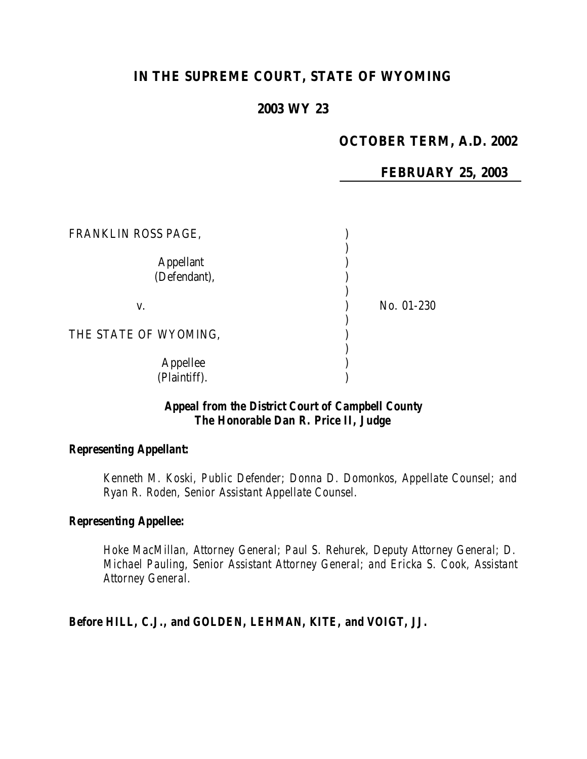# IN THE SUPREME COURT, STATE OF WYOMING

## 2003 WY 23

**OCTOBER TERM, A.D. 2002**

**FEBRUARY 25, 2003**

| | | |
|---|---|---|
| FRANKLIN ROSS PAGE, | ) | |
| | ) | |
| Appellant (Defendant), | ) | |
| | ) | |
| v. | ) | No. 01-230 |
| | ) | |
| THE STATE OF WYOMING, | ) | |
| | ) | |
| Appellee (Plaintiff). | ) | |

***Appeal from the District Court of Campbell County***
***The Honorable Dan R. Price II, Judge***

***Representing Appellant:***

*Kenneth M. Koski, Public Defender; Donna D. Domonkos, Appellate Counsel; and Ryan R. Roden, Senior Assistant Appellate Counsel.*

***Representing Appellee:***

*Hoke MacMillan, Attorney General; Paul S. Rehurek, Deputy Attorney General; D. Michael Pauling, Senior Assistant Attorney General; and Ericka S. Cook, Assistant Attorney General.*

***Before HILL, C.J., and GOLDEN, LEHMAN, KITE, and VOIGT, JJ.***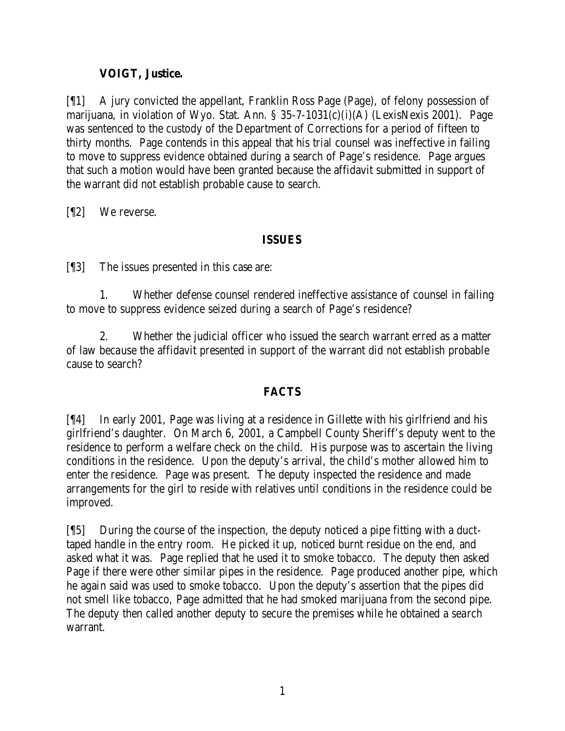**VOIGT, Justice.**

[¶1] A jury convicted the appellant, Franklin Ross Page (Page), of felony possession of marijuana, in violation of Wyo. Stat. Ann. § 35-7-1031(c)(i)(A) (LexisNexis 2001). Page was sentenced to the custody of the Department of Corrections for a period of fifteen to thirty months. Page contends in this appeal that his trial counsel was ineffective in failing to move to suppress evidence obtained during a search of Page's residence. Page argues that such a motion would have been granted because the affidavit submitted in support of the warrant did not establish probable cause to search.

[¶2] We reverse.

## ISSUES

[¶3] The issues presented in this case are:

1. Whether defense counsel rendered ineffective assistance of counsel in failing to move to suppress evidence seized during a search of Page's residence?

2. Whether the judicial officer who issued the search warrant erred as a matter of law because the affidavit presented in support of the warrant did not establish probable cause to search?

## FACTS

[¶4] In early 2001, Page was living at a residence in Gillette with his girlfriend and his girlfriend's daughter. On March 6, 2001, a Campbell County Sheriff's deputy went to the residence to perform a welfare check on the child. His purpose was to ascertain the living conditions in the residence. Upon the deputy's arrival, the child's mother allowed him to enter the residence. Page was present. The deputy inspected the residence and made arrangements for the girl to reside with relatives until conditions in the residence could be improved.

[¶5] During the course of the inspection, the deputy noticed a pipe fitting with a duct-taped handle in the entry room. He picked it up, noticed burnt residue on the end, and asked what it was. Page replied that he used it to smoke tobacco. The deputy then asked Page if there were other similar pipes in the residence. Page produced another pipe, which he again said was used to smoke tobacco. Upon the deputy's assertion that the pipes did not smell like tobacco, Page admitted that he had smoked marijuana from the second pipe. The deputy then called another deputy to secure the premises while he obtained a search warrant.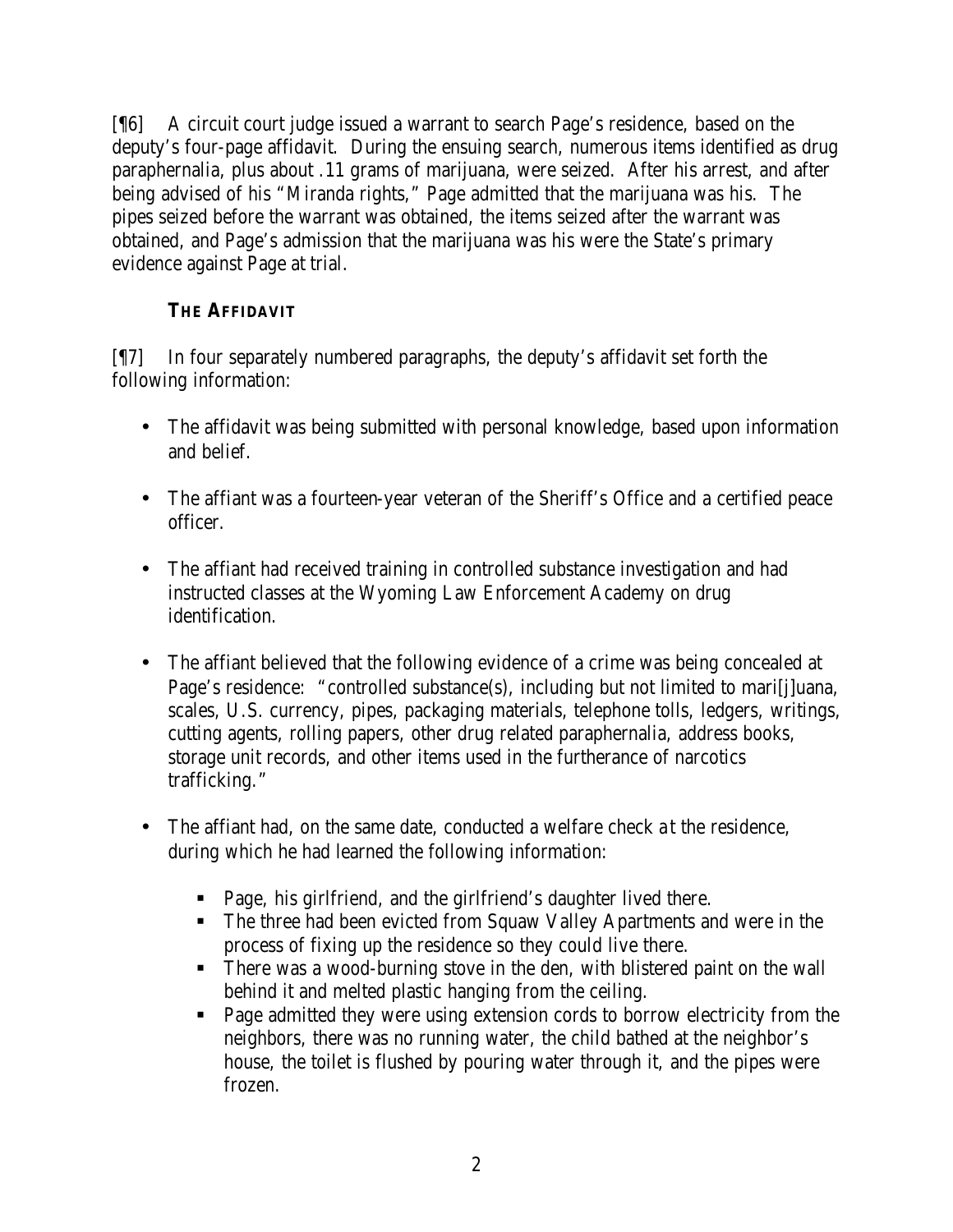[¶6] A circuit court judge issued a warrant to search Page's residence, based on the deputy's four-page affidavit. During the ensuing search, numerous items identified as drug paraphernalia, plus about .11 grams of marijuana, were seized. After his arrest, and after being advised of his "Miranda rights," Page admitted that the marijuana was his. The pipes seized before the warrant was obtained, the items seized after the warrant was obtained, and Page's admission that the marijuana was his were the State's primary evidence against Page at trial.

### THE AFFIDAVIT

[¶7] In four separately numbered paragraphs, the deputy's affidavit set forth the following information:

- The affidavit was being submitted with personal knowledge, based upon information and belief.
- The affiant was a fourteen-year veteran of the Sheriff's Office and a certified peace officer.
- The affiant had received training in controlled substance investigation and had instructed classes at the Wyoming Law Enforcement Academy on drug identification.
- The affiant believed that the following evidence of a crime was being concealed at Page's residence: "controlled substance(s), including but not limited to mari[j]uana, scales, U.S. currency, pipes, packaging materials, telephone tolls, ledgers, writings, cutting agents, rolling papers, other drug related paraphernalia, address books, storage unit records, and other items used in the furtherance of narcotics trafficking."
- The affiant had, on the same date, conducted a welfare check at the residence, during which he had learned the following information:
  - Page, his girlfriend, and the girlfriend's daughter lived there.
  - The three had been evicted from Squaw Valley Apartments and were in the process of fixing up the residence so they could live there.
  - There was a wood-burning stove in the den, with blistered paint on the wall behind it and melted plastic hanging from the ceiling.
  - Page admitted they were using extension cords to borrow electricity from the neighbors, there was no running water, the child bathed at the neighbor's house, the toilet is flushed by pouring water through it, and the pipes were frozen.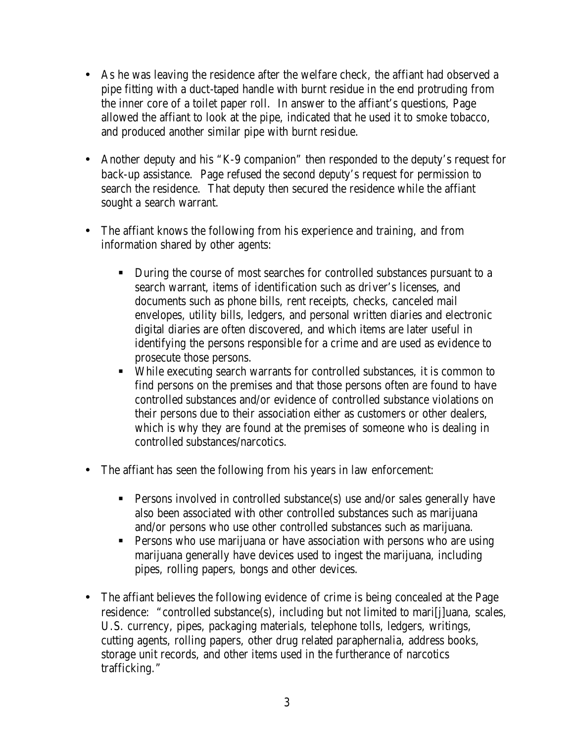- As he was leaving the residence after the welfare check, the affiant had observed a pipe fitting with a duct-taped handle with burnt residue in the end protruding from the inner core of a toilet paper roll. In answer to the affiant's questions, Page allowed the affiant to look at the pipe, indicated that he used it to smoke tobacco, and produced another similar pipe with burnt residue.

- Another deputy and his "K-9 companion" then responded to the deputy's request for back-up assistance. Page refused the second deputy's request for permission to search the residence. That deputy then secured the residence while the affiant sought a search warrant.

- The affiant knows the following from his experience and training, and from information shared by other agents:

  - During the course of most searches for controlled substances pursuant to a search warrant, items of identification such as driver's licenses, and documents such as phone bills, rent receipts, checks, canceled mail envelopes, utility bills, ledgers, and personal written diaries and electronic digital diaries are often discovered, and which items are later useful in identifying the persons responsible for a crime and are used as evidence to prosecute those persons.
  - While executing search warrants for controlled substances, it is common to find persons on the premises and that those persons often are found to have controlled substances and/or evidence of controlled substance violations on their persons due to their association either as customers or other dealers, which is why they are found at the premises of someone who is dealing in controlled substances/narcotics.

- The affiant has seen the following from his years in law enforcement:

  - Persons involved in controlled substance(s) use and/or sales generally have also been associated with other controlled substances such as marijuana and/or persons who use other controlled substances such as marijuana.
  - Persons who use marijuana or have association with persons who are using marijuana generally have devices used to ingest the marijuana, including pipes, rolling papers, bongs and other devices.

- The affiant believes the following evidence of crime is being concealed at the Page residence: "controlled substance(s), including but not limited to mari[j]uana, scales, U.S. currency, pipes, packaging materials, telephone tolls, ledgers, writings, cutting agents, rolling papers, other drug related paraphernalia, address books, storage unit records, and other items used in the furtherance of narcotics trafficking."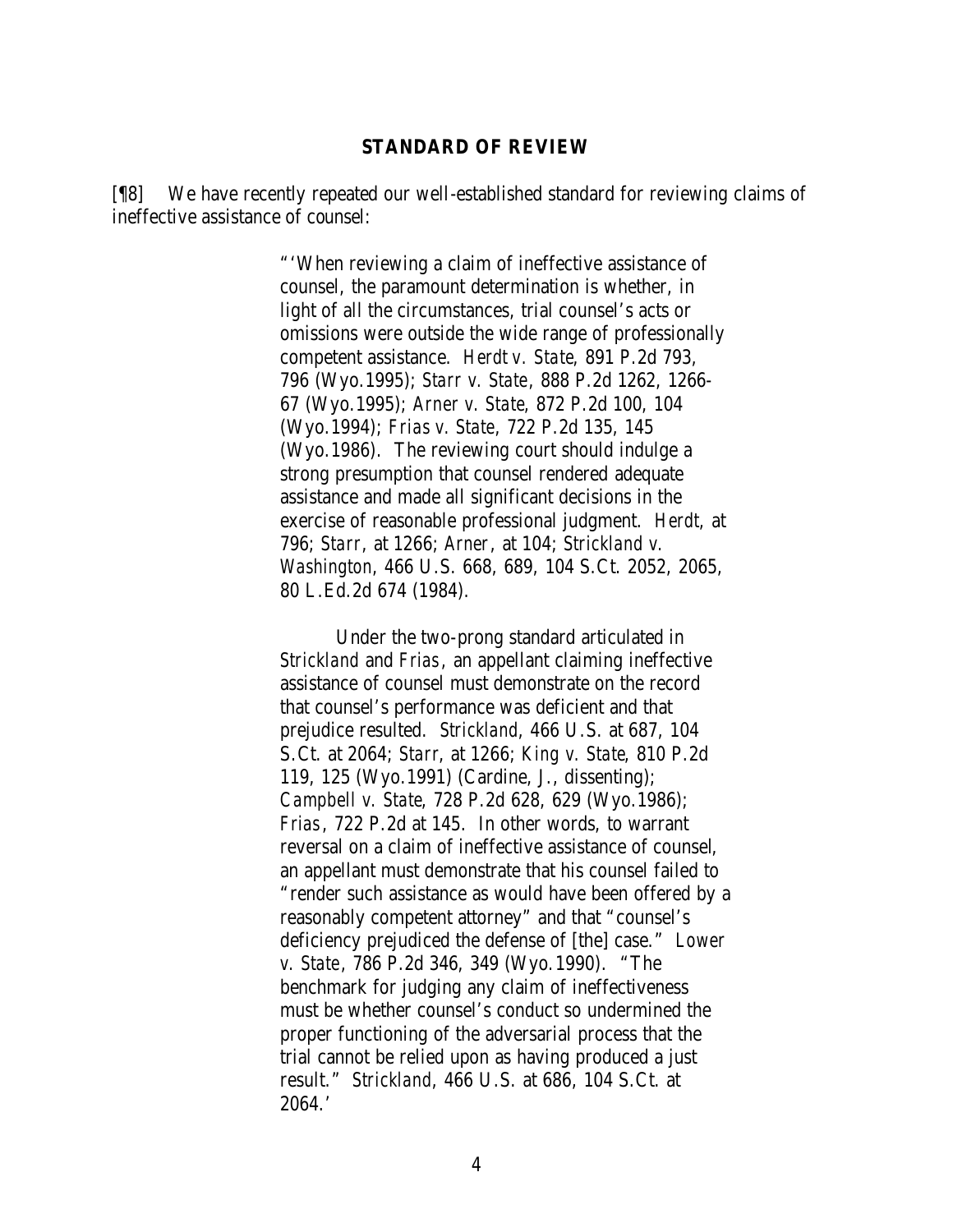### STANDARD OF REVIEW

[¶8] We have recently repeated our well-established standard for reviewing claims of ineffective assistance of counsel:

> "'When reviewing a claim of ineffective assistance of counsel, the paramount determination is whether, in light of all the circumstances, trial counsel's acts or omissions were outside the wide range of professionally competent assistance. *Herdt v. State*, 891 P.2d 793, 796 (Wyo.1995); *Starr v. State*, 888 P.2d 1262, 1266-67 (Wyo.1995); *Arner v. State*, 872 P.2d 100, 104 (Wyo.1994); *Frias v. State*, 722 P.2d 135, 145 (Wyo.1986). The reviewing court should indulge a strong presumption that counsel rendered adequate assistance and made all significant decisions in the exercise of reasonable professional judgment. *Herdt*, at 796; *Starr*, at 1266; *Arner*, at 104; *Strickland v. Washington*, 466 U.S. 668, 689, 104 S.Ct. 2052, 2065, 80 L.Ed.2d 674 (1984).
>
> Under the two-prong standard articulated in *Strickland* and *Frias*, an appellant claiming ineffective assistance of counsel must demonstrate on the record that counsel's performance was deficient and that prejudice resulted. *Strickland*, 466 U.S. at 687, 104 S.Ct. at 2064; *Starr*, at 1266; *King v. State*, 810 P.2d 119, 125 (Wyo.1991) (Cardine, J., dissenting); *Campbell v. State*, 728 P.2d 628, 629 (Wyo.1986); *Frias*, 722 P.2d at 145. In other words, to warrant reversal on a claim of ineffective assistance of counsel, an appellant must demonstrate that his counsel failed to "render such assistance as would have been offered by a reasonably competent attorney" and that "counsel's deficiency prejudiced the defense of [the] case." *Lower v. State*, 786 P.2d 346, 349 (Wyo.1990). "The benchmark for judging any claim of ineffectiveness must be whether counsel's conduct so undermined the proper functioning of the adversarial process that the trial cannot be relied upon as having produced a just result." *Strickland*, 466 U.S. at 686, 104 S.Ct. at 2064.'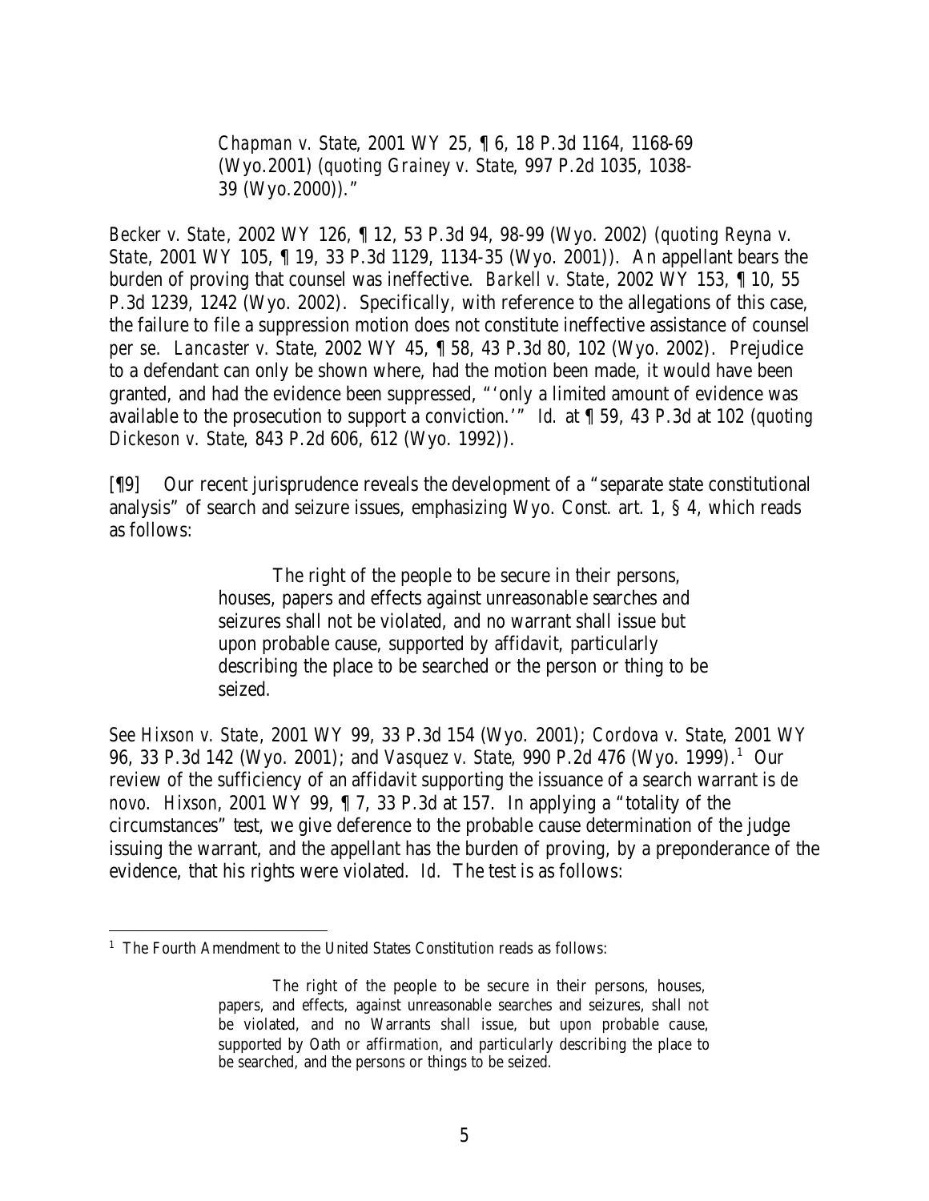> *Chapman v. State*, 2001 WY 25, ¶ 6, 18 P.3d 1164, 1168-69 (Wyo.2001) (*quoting Grainey v. State*, 997 P.2d 1035, 1038-39 (Wyo.2000))."

*Becker v. State*, 2002 WY 126, ¶ 12, 53 P.3d 94, 98-99 (Wyo. 2002) (*quoting Reyna v. State*, 2001 WY 105, ¶ 19, 33 P.3d 1129, 1134-35 (Wyo. 2001)). An appellant bears the burden of proving that counsel was ineffective. *Barkell v. State*, 2002 WY 153, ¶ 10, 55 P.3d 1239, 1242 (Wyo. 2002). Specifically, with reference to the allegations of this case, the failure to file a suppression motion does not constitute ineffective assistance of counsel *per se*. *Lancaster v. State*, 2002 WY 45, ¶ 58, 43 P.3d 80, 102 (Wyo. 2002). Prejudice to a defendant can only be shown where, had the motion been made, it would have been granted, and had the evidence been suppressed, "'only a limited amount of evidence was available to the prosecution to support a conviction.'" *Id.* at ¶ 59, 43 P.3d at 102 (*quoting Dickeson v. State*, 843 P.2d 606, 612 (Wyo. 1992)).

[¶9] Our recent jurisprudence reveals the development of a "separate state constitutional analysis" of search and seizure issues, emphasizing Wyo. Const. art. 1, § 4, which reads as follows:

> The right of the people to be secure in their persons, houses, papers and effects against unreasonable searches and seizures shall not be violated, and no warrant shall issue but upon probable cause, supported by affidavit, particularly describing the place to be searched or the person or thing to be seized.

*See Hixson v. State*, 2001 WY 99, 33 P.3d 154 (Wyo. 2001); *Cordova v. State*, 2001 WY 96, 33 P.3d 142 (Wyo. 2001); and *Vasquez v. State*, 990 P.2d 476 (Wyo. 1999).[1] Our review of the sufficiency of an affidavit supporting the issuance of a search warrant is *de novo*. *Hixson*, 2001 WY 99, ¶ 7, 33 P.3d at 157. In applying a "totality of the circumstances" test, we give deference to the probable cause determination of the judge issuing the warrant, and the appellant has the burden of proving, by a preponderance of the evidence, that his rights were violated. *Id.* The test is as follows:

---

[1] The Fourth Amendment to the United States Constitution reads as follows:

> The right of the people to be secure in their persons, houses, papers, and effects, against unreasonable searches and seizures, shall not be violated, and no Warrants shall issue, but upon probable cause, supported by Oath or affirmation, and particularly describing the place to be searched, and the persons or things to be seized.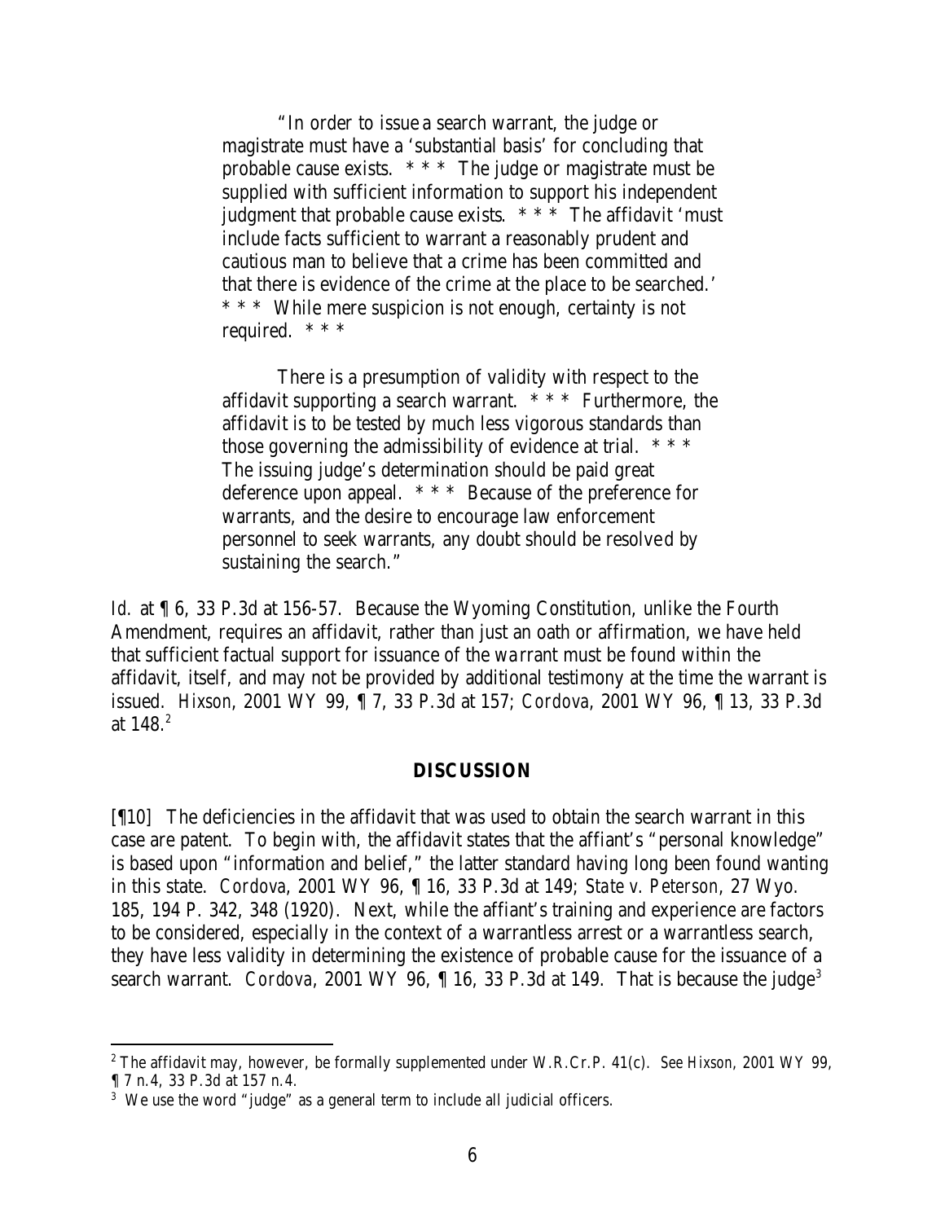> "In order to issue a search warrant, the judge or magistrate must have a 'substantial basis' for concluding that probable cause exists. * * * The judge or magistrate must be supplied with sufficient information to support his independent judgment that probable cause exists. * * * The affidavit 'must include facts sufficient to warrant a reasonably prudent and cautious man to believe that a crime has been committed and that there is evidence of the crime at the place to be searched.' * * * While mere suspicion is not enough, certainty is not required. * * *
>
> There is a presumption of validity with respect to the affidavit supporting a search warrant. * * * Furthermore, the affidavit is to be tested by much less vigorous standards than those governing the admissibility of evidence at trial. * * * The issuing judge's determination should be paid great deference upon appeal. * * * Because of the preference for warrants, and the desire to encourage law enforcement personnel to seek warrants, any doubt should be resolved by sustaining the search."

*Id.* at ¶ 6, 33 P.3d at 156-57. Because the Wyoming Constitution, unlike the Fourth Amendment, requires an affidavit, rather than just an oath or affirmation, we have held that sufficient factual support for issuance of the warrant must be found within the affidavit, itself, and may not be provided by additional testimony at the time the warrant is issued. *Hixson*, 2001 WY 99, ¶ 7, 33 P.3d at 157; *Cordova*, 2001 WY 96, ¶ 13, 33 P.3d at 148.[2]

## DISCUSSION

[¶10] The deficiencies in the affidavit that was used to obtain the search warrant in this case are patent. To begin with, the affidavit states that the affiant's "personal knowledge" is based upon "information and belief," the latter standard having long been found wanting in this state. *Cordova*, 2001 WY 96, ¶ 16, 33 P.3d at 149; *State v. Peterson*, 27 Wyo. 185, 194 P. 342, 348 (1920). Next, while the affiant's training and experience are factors to be considered, especially in the context of a warrantless arrest or a warrantless search, they have less validity in determining the existence of probable cause for the issuance of a search warrant. *Cordova*, 2001 WY 96, ¶ 16, 33 P.3d at 149. That is because the judge[3]

---

[2] The affidavit may, however, be formally supplemented under W.R.Cr.P. 41(c). *See Hixson*, 2001 WY 99, ¶ 7 n.4, 33 P.3d at 157 n.4.

[3] We use the word "judge" as a general term to include all judicial officers.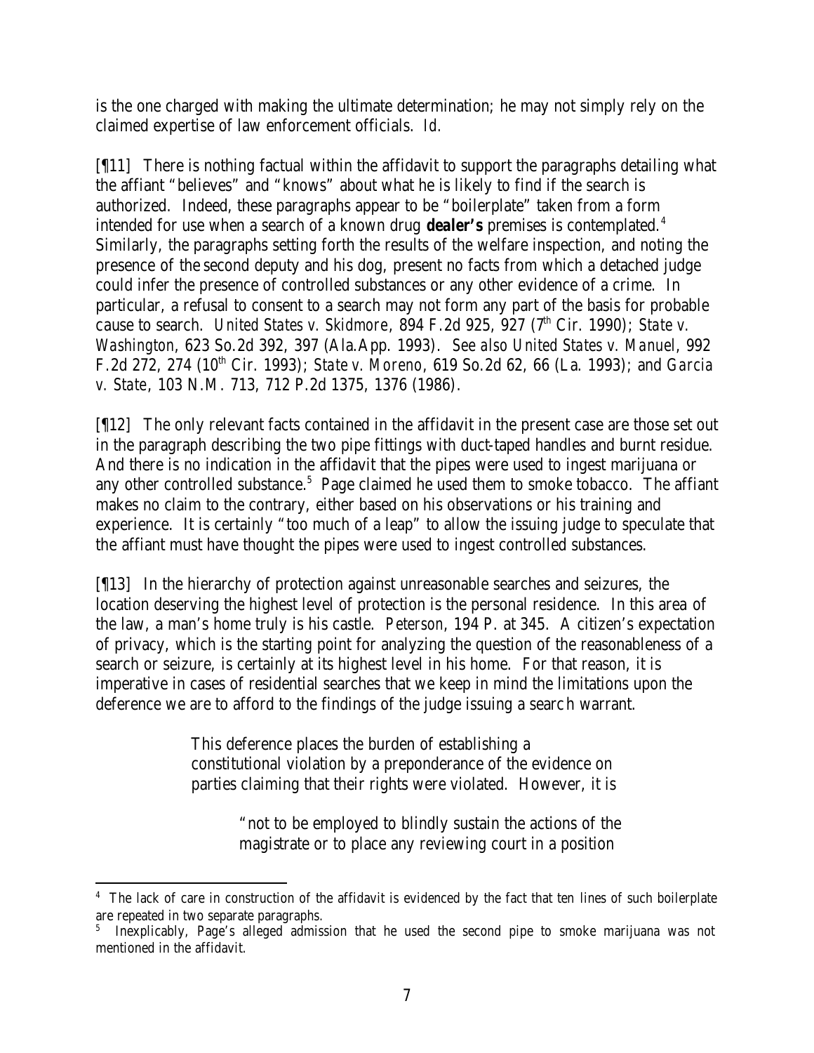is the one charged with making the ultimate determination; he may not simply rely on the claimed expertise of law enforcement officials. *Id.*

[¶11] There is nothing factual within the affidavit to support the paragraphs detailing what the affiant "believes" and "knows" about what he is likely to find if the search is authorized. Indeed, these paragraphs appear to be "boilerplate" taken from a form intended for use when a search of a known drug ***dealer's*** premises is contemplated.[4] Similarly, the paragraphs setting forth the results of the welfare inspection, and noting the presence of the second deputy and his dog, present no facts from which a detached judge could infer the presence of controlled substances or any other evidence of a crime. In particular, a refusal to consent to a search may not form any part of the basis for probable cause to search. *United States v. Skidmore*, 894 F.2d 925, 927 (7th Cir. 1990); *State v. Washington*, 623 So.2d 392, 397 (Ala.App. 1993). *See also United States v. Manuel*, 992 F.2d 272, 274 (10th Cir. 1993); *State v. Moreno*, 619 So.2d 62, 66 (La. 1993); and *Garcia v. State*, 103 N.M. 713, 712 P.2d 1375, 1376 (1986).

[¶12] The only relevant facts contained in the affidavit in the present case are those set out in the paragraph describing the two pipe fittings with duct-taped handles and burnt residue. And there is no indication in the affidavit that the pipes were used to ingest marijuana or any other controlled substance.[5] Page claimed he used them to smoke tobacco. The affiant makes no claim to the contrary, either based on his observations or his training and experience. It is certainly "too much of a leap" to allow the issuing judge to speculate that the affiant must have thought the pipes were used to ingest controlled substances.

[¶13] In the hierarchy of protection against unreasonable searches and seizures, the location deserving the highest level of protection is the personal residence. In this area of the law, a man's home truly is his castle. *Peterson*, 194 P. at 345. A citizen's expectation of privacy, which is the starting point for analyzing the question of the reasonableness of a search or seizure, is certainly at its highest level in his home. For that reason, it is imperative in cases of residential searches that we keep in mind the limitations upon the deference we are to afford to the findings of the judge issuing a search warrant.

> This deference places the burden of establishing a constitutional violation by a preponderance of the evidence on parties claiming that their rights were violated. However, it is
>
> > "not to be employed to blindly sustain the actions of the magistrate or to place any reviewing court in a position

---

[4] The lack of care in construction of the affidavit is evidenced by the fact that ten lines of such boilerplate are repeated in two separate paragraphs.

[5] Inexplicably, Page's alleged admission that he used the second pipe to smoke marijuana was not mentioned in the affidavit.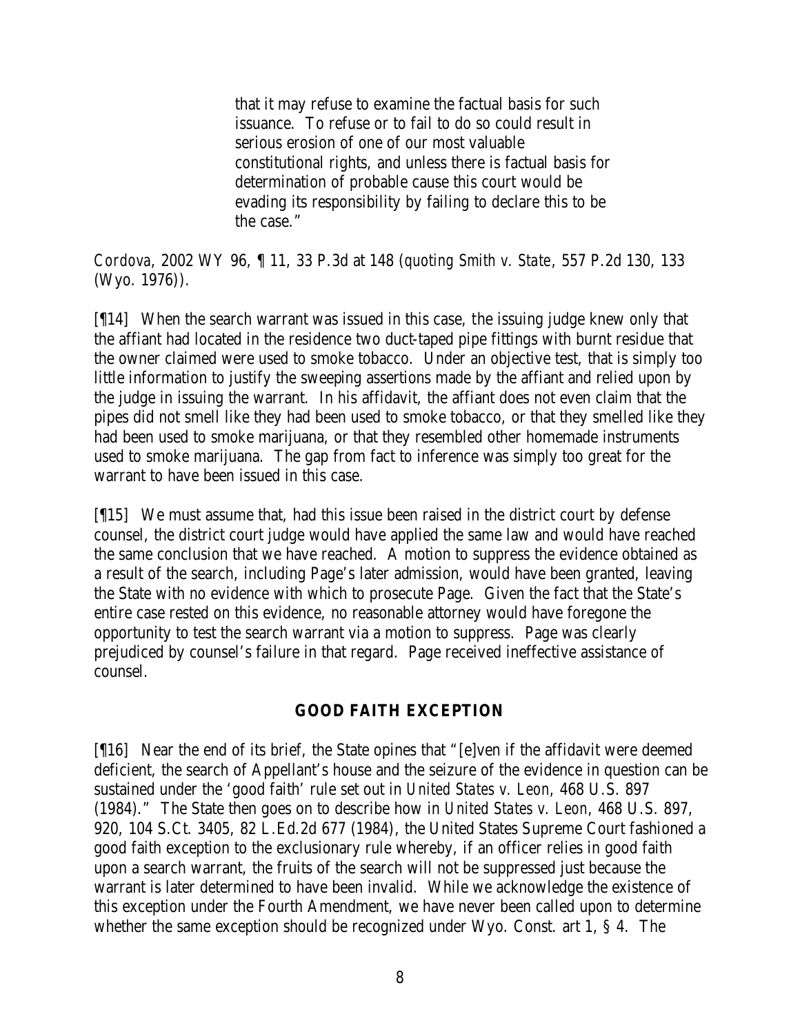> that it may refuse to examine the factual basis for such issuance. To refuse or to fail to do so could result in serious erosion of one of our most valuable constitutional rights, and unless there is factual basis for determination of probable cause this court would be evading its responsibility by failing to declare this to be the case."

*Cordova*, 2002 WY 96, ¶ 11, 33 P.3d at 148 (*quoting Smith v. State*, 557 P.2d 130, 133 (Wyo. 1976)).

[¶14] When the search warrant was issued in this case, the issuing judge knew only that the affiant had located in the residence two duct-taped pipe fittings with burnt residue that the owner claimed were used to smoke tobacco. Under an objective test, that is simply too little information to justify the sweeping assertions made by the affiant and relied upon by the judge in issuing the warrant. In his affidavit, the affiant does not even claim that the pipes did not smell like they had been used to smoke tobacco, or that they smelled like they had been used to smoke marijuana, or that they resembled other homemade instruments used to smoke marijuana. The gap from fact to inference was simply too great for the warrant to have been issued in this case.

[¶15] We must assume that, had this issue been raised in the district court by defense counsel, the district court judge would have applied the same law and would have reached the same conclusion that we have reached. A motion to suppress the evidence obtained as a result of the search, including Page's later admission, would have been granted, leaving the State with no evidence with which to prosecute Page. Given the fact that the State's entire case rested on this evidence, no reasonable attorney would have foregone the opportunity to test the search warrant via a motion to suppress. Page was clearly prejudiced by counsel's failure in that regard. Page received ineffective assistance of counsel.

## GOOD FAITH EXCEPTION

[¶16] Near the end of its brief, the State opines that "[e]ven if the affidavit were deemed deficient, the search of Appellant's house and the seizure of the evidence in question can be sustained under the 'good faith' rule set out in *United States v. Leon*, 468 U.S. 897 (1984)." The State then goes on to describe how in *United States v. Leon*, 468 U.S. 897, 920, 104 S.Ct. 3405, 82 L.Ed.2d 677 (1984), the United States Supreme Court fashioned a good faith exception to the exclusionary rule whereby, if an officer relies in good faith upon a search warrant, the fruits of the search will not be suppressed just because the warrant is later determined to have been invalid. While we acknowledge the existence of this exception under the Fourth Amendment, we have never been called upon to determine whether the same exception should be recognized under Wyo. Const. art 1, § 4. The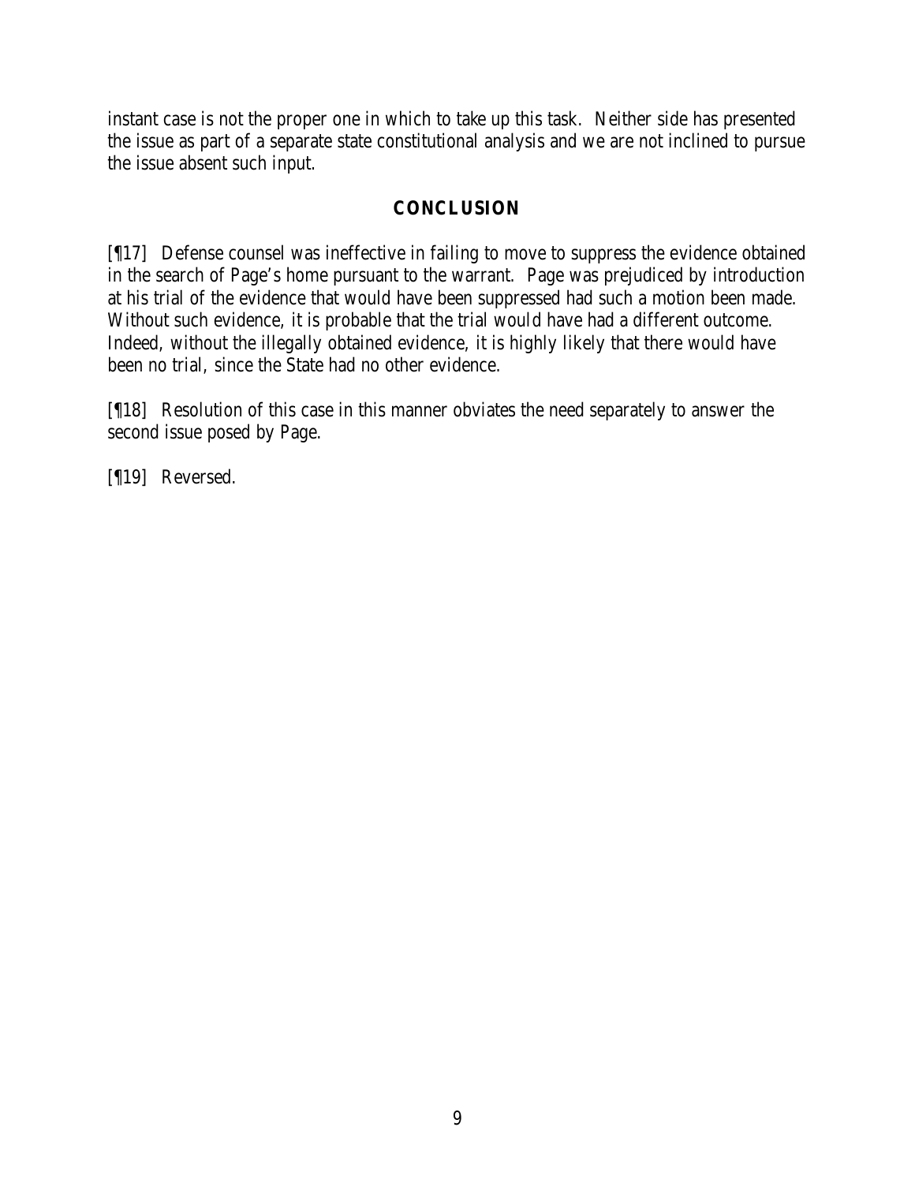instant case is not the proper one in which to take up this task. Neither side has presented the issue as part of a separate state constitutional analysis and we are not inclined to pursue the issue absent such input.

## CONCLUSION

[¶17] Defense counsel was ineffective in failing to move to suppress the evidence obtained in the search of Page's home pursuant to the warrant. Page was prejudiced by introduction at his trial of the evidence that would have been suppressed had such a motion been made. Without such evidence, it is probable that the trial would have had a different outcome. Indeed, without the illegally obtained evidence, it is highly likely that there would have been no trial, since the State had no other evidence.

[¶18] Resolution of this case in this manner obviates the need separately to answer the second issue posed by Page.

[¶19] Reversed.